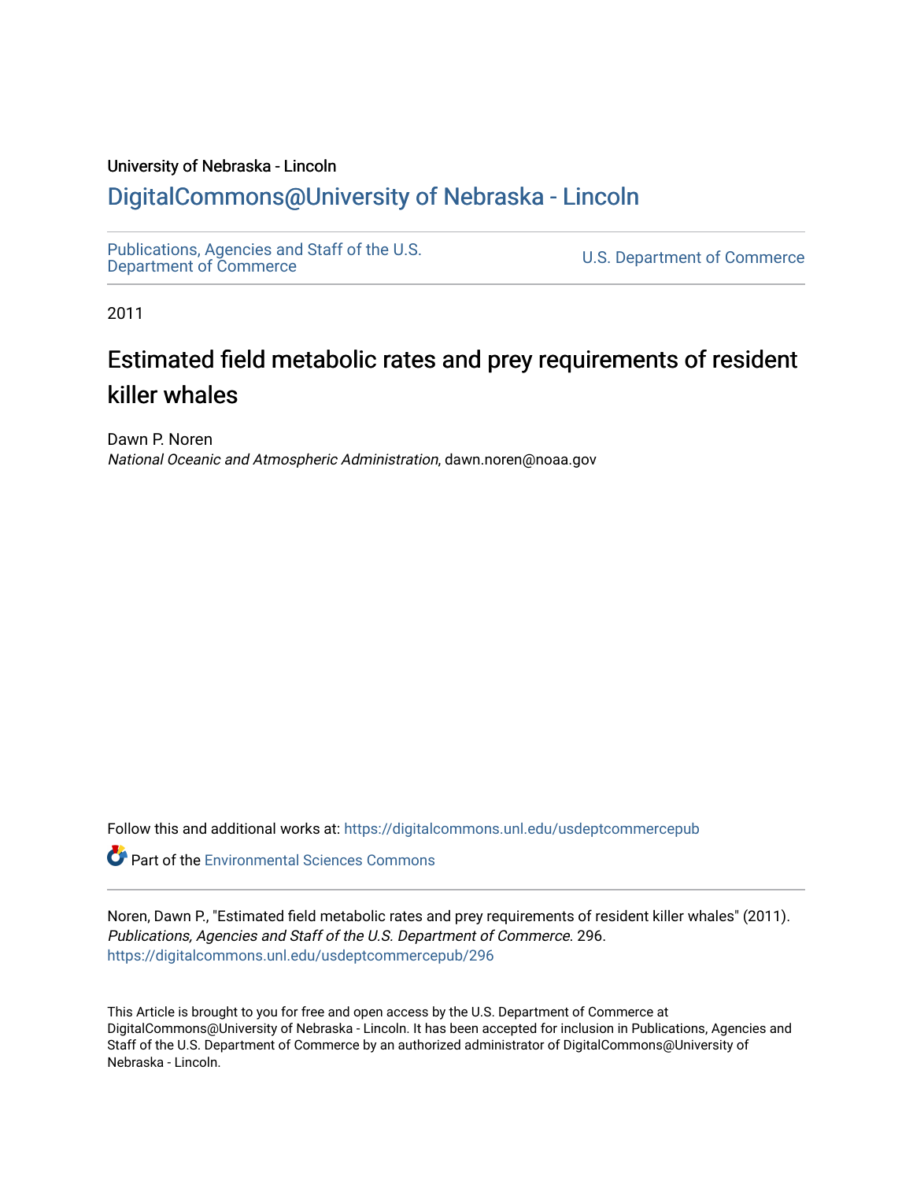University of Nebraska - Lincoln

## DigitalCommons@University of Nebraska - Lincoln

Publications, Agencies and Staff of the U.S. Department of Commerce

U.S. Department of Commerce

2011

# Estimated field metabolic rates and prey requirements of resident killer whales

Dawn P. Noren
*National Oceanic and Atmospheric Administration*, dawn.noren@noaa.gov

Follow this and additional works at: https://digitalcommons.unl.edu/usdeptcommercepub

Part of the Environmental Sciences Commons

Noren, Dawn P., "Estimated field metabolic rates and prey requirements of resident killer whales" (2011). *Publications, Agencies and Staff of the U.S. Department of Commerce*. 296.
https://digitalcommons.unl.edu/usdeptcommercepub/296

This Article is brought to you for free and open access by the U.S. Department of Commerce at DigitalCommons@University of Nebraska - Lincoln. It has been accepted for inclusion in Publications, Agencies and Staff of the U.S. Department of Commerce by an authorized administrator of DigitalCommons@University of Nebraska - Lincoln.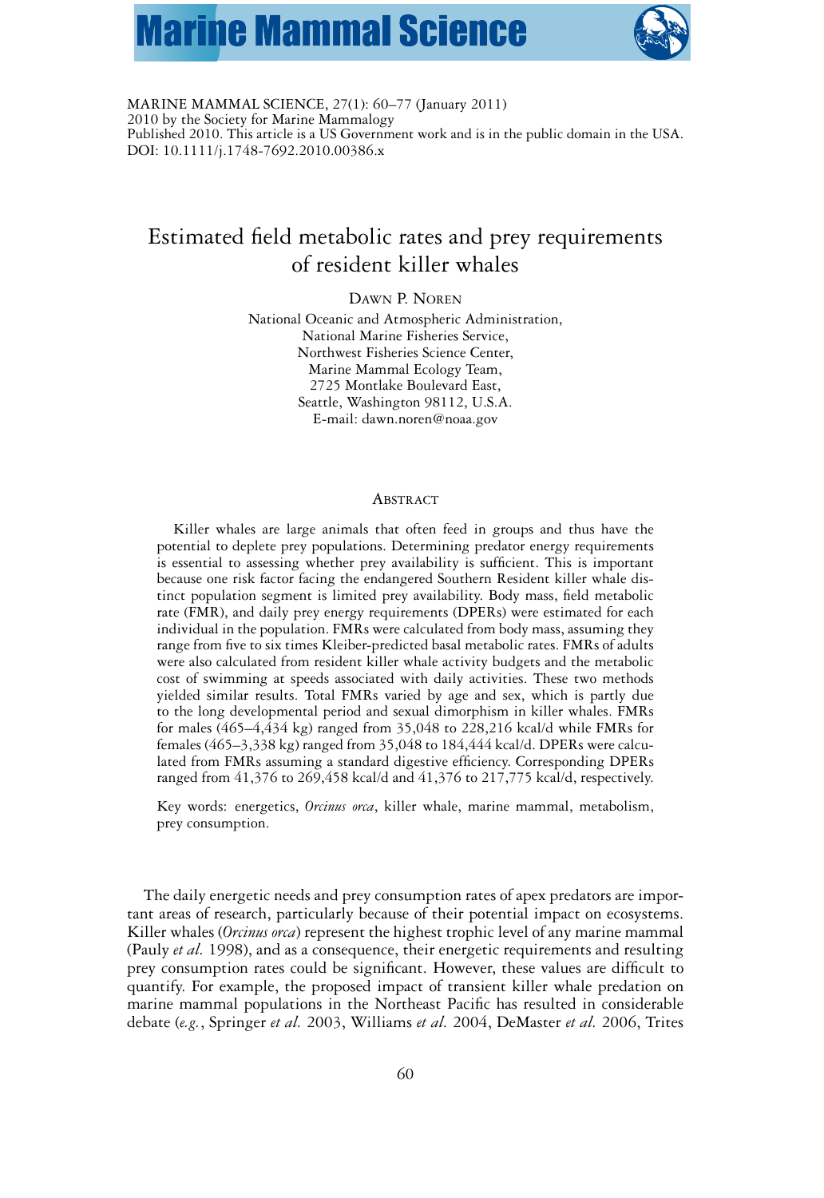MARINE MAMMAL SCIENCE, 27(1): 60–77 (January 2011)
2010 by the Society for Marine Mammalogy
Published 2010. This article is a US Government work and is in the public domain in the USA.
DOI: 10.1111/j.1748-7692.2010.00386.x

# Estimated field metabolic rates and prey requirements of resident killer whales

DAWN P. NOREN

National Oceanic and Atmospheric Administration,
National Marine Fisheries Service,
Northwest Fisheries Science Center,
Marine Mammal Ecology Team,
2725 Montlake Boulevard East,
Seattle, Washington 98112, U.S.A.
E-mail: dawn.noren@noaa.gov

## ABSTRACT

Killer whales are large animals that often feed in groups and thus have the potential to deplete prey populations. Determining predator energy requirements is essential to assessing whether prey availability is sufficient. This is important because one risk factor facing the endangered Southern Resident killer whale distinct population segment is limited prey availability. Body mass, field metabolic rate (FMR), and daily prey energy requirements (DPERs) were estimated for each individual in the population. FMRs were calculated from body mass, assuming they range from five to six times Kleiber-predicted basal metabolic rates. FMRs of adults were also calculated from resident killer whale activity budgets and the metabolic cost of swimming at speeds associated with daily activities. These two methods yielded similar results. Total FMRs varied by age and sex, which is partly due to the long developmental period and sexual dimorphism in killer whales. FMRs for males (465–4,434 kg) ranged from 35,048 to 228,216 kcal/d while FMRs for females (465–3,338 kg) ranged from 35,048 to 184,444 kcal/d. DPERs were calculated from FMRs assuming a standard digestive efficiency. Corresponding DPERs ranged from 41,376 to 269,458 kcal/d and 41,376 to 217,775 kcal/d, respectively.

Key words: energetics, *Orcinus orca*, killer whale, marine mammal, metabolism, prey consumption.

The daily energetic needs and prey consumption rates of apex predators are important areas of research, particularly because of their potential impact on ecosystems. Killer whales (*Orcinus orca*) represent the highest trophic level of any marine mammal (Pauly *et al.* 1998), and as a consequence, their energetic requirements and resulting prey consumption rates could be significant. However, these values are difficult to quantify. For example, the proposed impact of transient killer whale predation on marine mammal populations in the Northeast Pacific has resulted in considerable debate (*e.g.*, Springer *et al.* 2003, Williams *et al.* 2004, DeMaster *et al.* 2006, Trites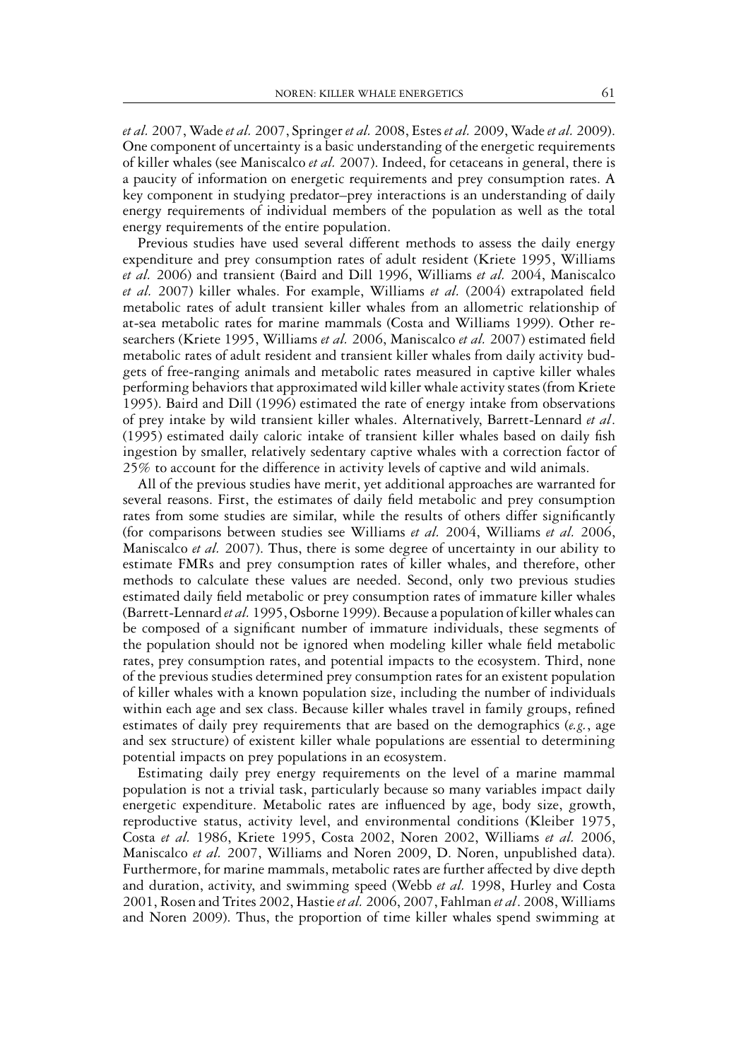*et al.* 2007, Wade *et al.* 2007, Springer *et al.* 2008, Estes *et al.* 2009, Wade *et al.* 2009). One component of uncertainty is a basic understanding of the energetic requirements of killer whales (see Maniscalco *et al.* 2007). Indeed, for cetaceans in general, there is a paucity of information on energetic requirements and prey consumption rates. A key component in studying predator–prey interactions is an understanding of daily energy requirements of individual members of the population as well as the total energy requirements of the entire population.

Previous studies have used several different methods to assess the daily energy expenditure and prey consumption rates of adult resident (Kriete 1995, Williams *et al.* 2006) and transient (Baird and Dill 1996, Williams *et al.* 2004, Maniscalco *et al.* 2007) killer whales. For example, Williams *et al.* (2004) extrapolated field metabolic rates of adult transient killer whales from an allometric relationship of at-sea metabolic rates for marine mammals (Costa and Williams 1999). Other researchers (Kriete 1995, Williams *et al.* 2006, Maniscalco *et al.* 2007) estimated field metabolic rates of adult resident and transient killer whales from daily activity budgets of free-ranging animals and metabolic rates measured in captive killer whales performing behaviors that approximated wild killer whale activity states (from Kriete 1995). Baird and Dill (1996) estimated the rate of energy intake from observations of prey intake by wild transient killer whales. Alternatively, Barrett-Lennard *et al*. (1995) estimated daily caloric intake of transient killer whales based on daily fish ingestion by smaller, relatively sedentary captive whales with a correction factor of 25% to account for the difference in activity levels of captive and wild animals.

All of the previous studies have merit, yet additional approaches are warranted for several reasons. First, the estimates of daily field metabolic and prey consumption rates from some studies are similar, while the results of others differ significantly (for comparisons between studies see Williams *et al.* 2004, Williams *et al.* 2006, Maniscalco *et al.* 2007). Thus, there is some degree of uncertainty in our ability to estimate FMRs and prey consumption rates of killer whales, and therefore, other methods to calculate these values are needed. Second, only two previous studies estimated daily field metabolic or prey consumption rates of immature killer whales (Barrett-Lennard *et al.* 1995, Osborne 1999). Because a population of killer whales can be composed of a significant number of immature individuals, these segments of the population should not be ignored when modeling killer whale field metabolic rates, prey consumption rates, and potential impacts to the ecosystem. Third, none of the previous studies determined prey consumption rates for an existent population of killer whales with a known population size, including the number of individuals within each age and sex class. Because killer whales travel in family groups, refined estimates of daily prey requirements that are based on the demographics (*e.g.*, age and sex structure) of existent killer whale populations are essential to determining potential impacts on prey populations in an ecosystem.

Estimating daily prey energy requirements on the level of a marine mammal population is not a trivial task, particularly because so many variables impact daily energetic expenditure. Metabolic rates are influenced by age, body size, growth, reproductive status, activity level, and environmental conditions (Kleiber 1975, Costa *et al.* 1986, Kriete 1995, Costa 2002, Noren 2002, Williams *et al.* 2006, Maniscalco *et al.* 2007, Williams and Noren 2009, D. Noren, unpublished data). Furthermore, for marine mammals, metabolic rates are further affected by dive depth and duration, activity, and swimming speed (Webb *et al.* 1998, Hurley and Costa 2001, Rosen and Trites 2002, Hastie *et al.* 2006, 2007, Fahlman *et al*. 2008, Williams and Noren 2009). Thus, the proportion of time killer whales spend swimming at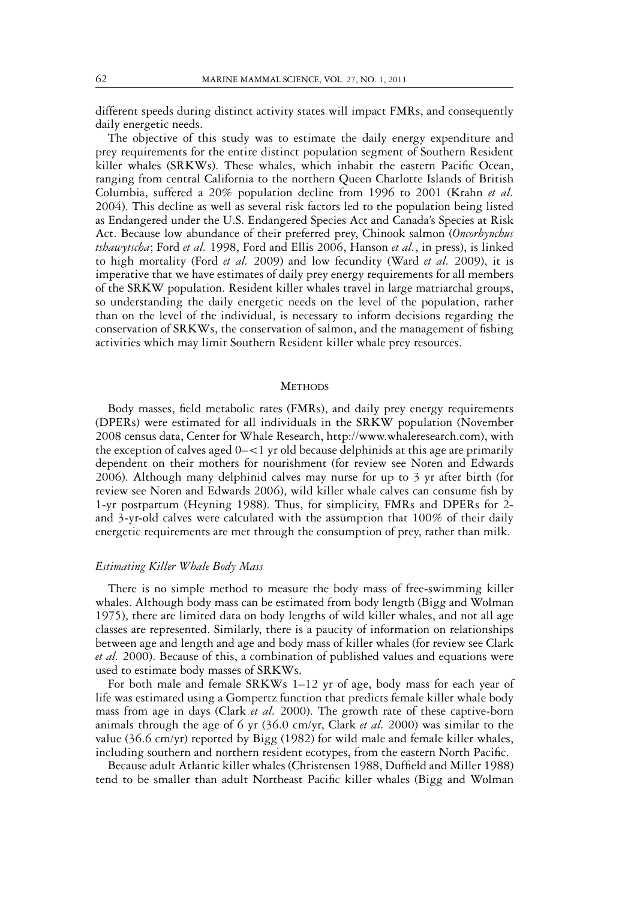different speeds during distinct activity states will impact FMRs, and consequently daily energetic needs.

The objective of this study was to estimate the daily energy expenditure and prey requirements for the entire distinct population segment of Southern Resident killer whales (SRKWs). These whales, which inhabit the eastern Pacific Ocean, ranging from central California to the northern Queen Charlotte Islands of British Columbia, suffered a 20% population decline from 1996 to 2001 (Krahn *et al.* 2004). This decline as well as several risk factors led to the population being listed as Endangered under the U.S. Endangered Species Act and Canada's Species at Risk Act. Because low abundance of their preferred prey, Chinook salmon (*Oncorhynchus tshawytscha*; Ford *et al.* 1998, Ford and Ellis 2006, Hanson *et al.*, in press), is linked to high mortality (Ford *et al.* 2009) and low fecundity (Ward *et al.* 2009), it is imperative that we have estimates of daily prey energy requirements for all members of the SRKW population. Resident killer whales travel in large matriarchal groups, so understanding the daily energetic needs on the level of the population, rather than on the level of the individual, is necessary to inform decisions regarding the conservation of SRKWs, the conservation of salmon, and the management of fishing activities which may limit Southern Resident killer whale prey resources.

## Methods

Body masses, field metabolic rates (FMRs), and daily prey energy requirements (DPERs) were estimated for all individuals in the SRKW population (November 2008 census data, Center for Whale Research, http://www.whaleresearch.com), with the exception of calves aged 0–<1 yr old because delphinids at this age are primarily dependent on their mothers for nourishment (for review see Noren and Edwards 2006). Although many delphinid calves may nurse for up to 3 yr after birth (for review see Noren and Edwards 2006), wild killer whale calves can consume fish by 1-yr postpartum (Heyning 1988). Thus, for simplicity, FMRs and DPERs for 2- and 3-yr-old calves were calculated with the assumption that 100% of their daily energetic requirements are met through the consumption of prey, rather than milk.

### *Estimating Killer Whale Body Mass*

There is no simple method to measure the body mass of free-swimming killer whales. Although body mass can be estimated from body length (Bigg and Wolman 1975), there are limited data on body lengths of wild killer whales, and not all age classes are represented. Similarly, there is a paucity of information on relationships between age and length and age and body mass of killer whales (for review see Clark *et al.* 2000). Because of this, a combination of published values and equations were used to estimate body masses of SRKWs.

For both male and female SRKWs 1–12 yr of age, body mass for each year of life was estimated using a Gompertz function that predicts female killer whale body mass from age in days (Clark *et al.* 2000). The growth rate of these captive-born animals through the age of 6 yr (36.0 cm/yr, Clark *et al.* 2000) was similar to the value (36.6 cm/yr) reported by Bigg (1982) for wild male and female killer whales, including southern and northern resident ecotypes, from the eastern North Pacific.

Because adult Atlantic killer whales (Christensen 1988, Duffield and Miller 1988) tend to be smaller than adult Northeast Pacific killer whales (Bigg and Wolman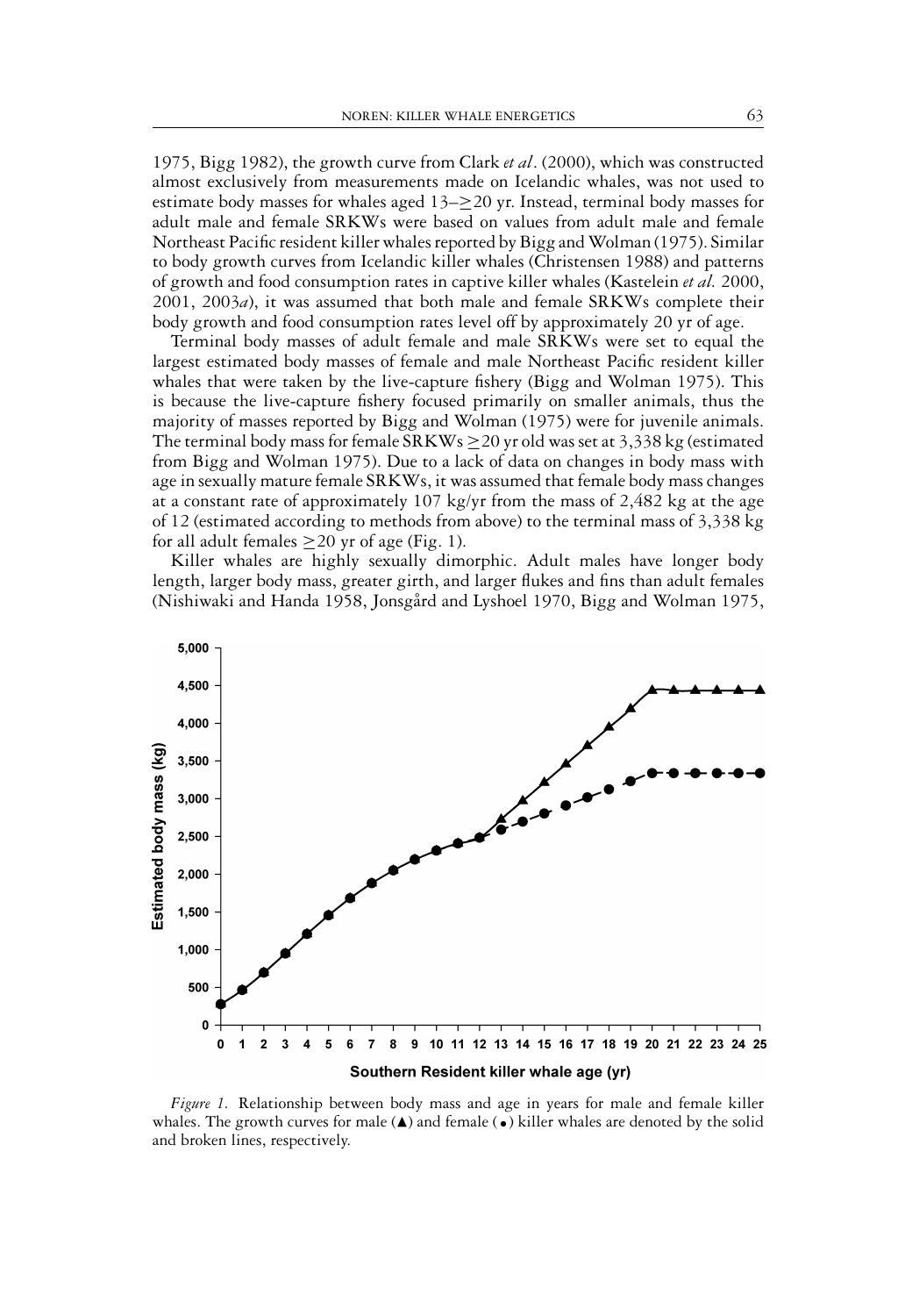1975, Bigg 1982), the growth curve from Clark *et al*. (2000), which was constructed almost exclusively from measurements made on Icelandic whales, was not used to estimate body masses for whales aged 13–≥20 yr. Instead, terminal body masses for adult male and female SRKWs were based on values from adult male and female Northeast Pacific resident killer whales reported by Bigg and Wolman (1975). Similar to body growth curves from Icelandic killer whales (Christensen 1988) and patterns of growth and food consumption rates in captive killer whales (Kastelein *et al.* 2000, 2001, 2003*a*), it was assumed that both male and female SRKWs complete their body growth and food consumption rates level off by approximately 20 yr of age.

Terminal body masses of adult female and male SRKWs were set to equal the largest estimated body masses of female and male Northeast Pacific resident killer whales that were taken by the live-capture fishery (Bigg and Wolman 1975). This is because the live-capture fishery focused primarily on smaller animals, thus the majority of masses reported by Bigg and Wolman (1975) were for juvenile animals. The terminal body mass for female SRKWs ≥20 yr old was set at 3,338 kg (estimated from Bigg and Wolman 1975). Due to a lack of data on changes in body mass with age in sexually mature female SRKWs, it was assumed that female body mass changes at a constant rate of approximately 107 kg/yr from the mass of 2,482 kg at the age of 12 (estimated according to methods from above) to the terminal mass of 3,338 kg for all adult females ≥20 yr of age (Fig. 1).

Killer whales are highly sexually dimorphic. Adult males have longer body length, larger body mass, greater girth, and larger flukes and fins than adult females (Nishiwaki and Handa 1958, Jonsgård and Lyshoel 1970, Bigg and Wolman 1975,

*Figure 1.* Relationship between body mass and age in years for male and female killer whales. The growth curves for male (▲) and female (•) killer whales are denoted by the solid and broken lines, respectively.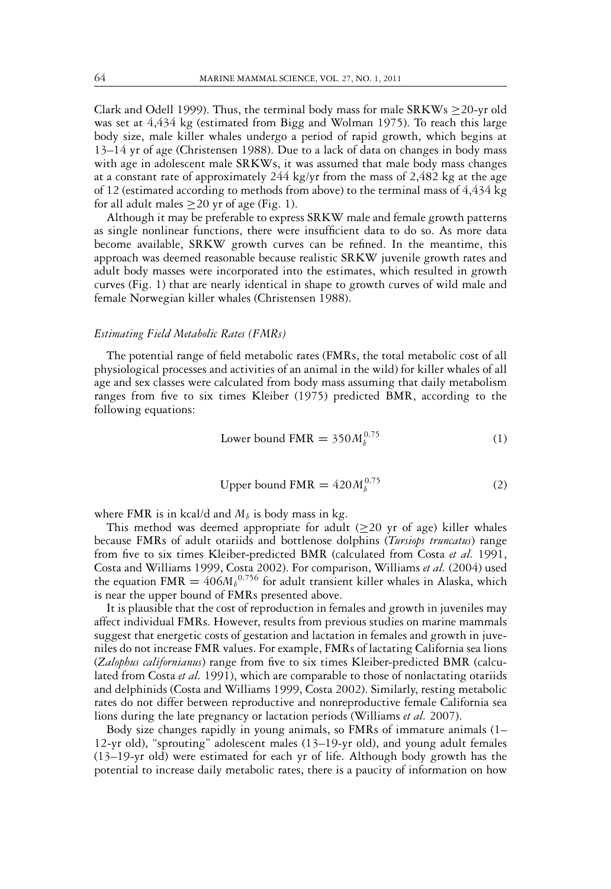Clark and Odell 1999). Thus, the terminal body mass for male SRKWs ≥20-yr old was set at 4,434 kg (estimated from Bigg and Wolman 1975). To reach this large body size, male killer whales undergo a period of rapid growth, which begins at 13–14 yr of age (Christensen 1988). Due to a lack of data on changes in body mass with age in adolescent male SRKWs, it was assumed that male body mass changes at a constant rate of approximately 244 kg/yr from the mass of 2,482 kg at the age of 12 (estimated according to methods from above) to the terminal mass of 4,434 kg for all adult males ≥20 yr of age (Fig. 1).

Although it may be preferable to express SRKW male and female growth patterns as single nonlinear functions, there were insufficient data to do so. As more data become available, SRKW growth curves can be refined. In the meantime, this approach was deemed reasonable because realistic SRKW juvenile growth rates and adult body masses were incorporated into the estimates, which resulted in growth curves (Fig. 1) that are nearly identical in shape to growth curves of wild male and female Norwegian killer whales (Christensen 1988).

### *Estimating Field Metabolic Rates (FMRs)*

The potential range of field metabolic rates (FMRs, the total metabolic cost of all physiological processes and activities of an animal in the wild) for killer whales of all age and sex classes were calculated from body mass assuming that daily metabolism ranges from five to six times Kleiber (1975) predicted BMR, according to the following equations:

$$\text{Lower bound FMR} = 350 M_b^{0.75} \tag{1}$$

$$\text{Upper bound FMR} = 420 M_b^{0.75} \tag{2}$$

where FMR is in kcal/d and $M_b$ is body mass in kg.

This method was deemed appropriate for adult (≥20 yr of age) killer whales because FMRs of adult otariids and bottlenose dolphins (*Tursiops truncatus*) range from five to six times Kleiber-predicted BMR (calculated from Costa *et al.* 1991, Costa and Williams 1999, Costa 2002). For comparison, Williams *et al.* (2004) used the equation FMR = $406 M_b^{0.756}$ for adult transient killer whales in Alaska, which is near the upper bound of FMRs presented above.

It is plausible that the cost of reproduction in females and growth in juveniles may affect individual FMRs. However, results from previous studies on marine mammals suggest that energetic costs of gestation and lactation in females and growth in juveniles do not increase FMR values. For example, FMRs of lactating California sea lions (*Zalophus californianus*) range from five to six times Kleiber-predicted BMR (calculated from Costa *et al.* 1991), which are comparable to those of nonlactating otariids and delphinids (Costa and Williams 1999, Costa 2002). Similarly, resting metabolic rates do not differ between reproductive and nonreproductive female California sea lions during the late pregnancy or lactation periods (Williams *et al.* 2007).

Body size changes rapidly in young animals, so FMRs of immature animals (1–12-yr old), "sprouting" adolescent males (13–19-yr old), and young adult females (13–19-yr old) were estimated for each yr of life. Although body growth has the potential to increase daily metabolic rates, there is a paucity of information on how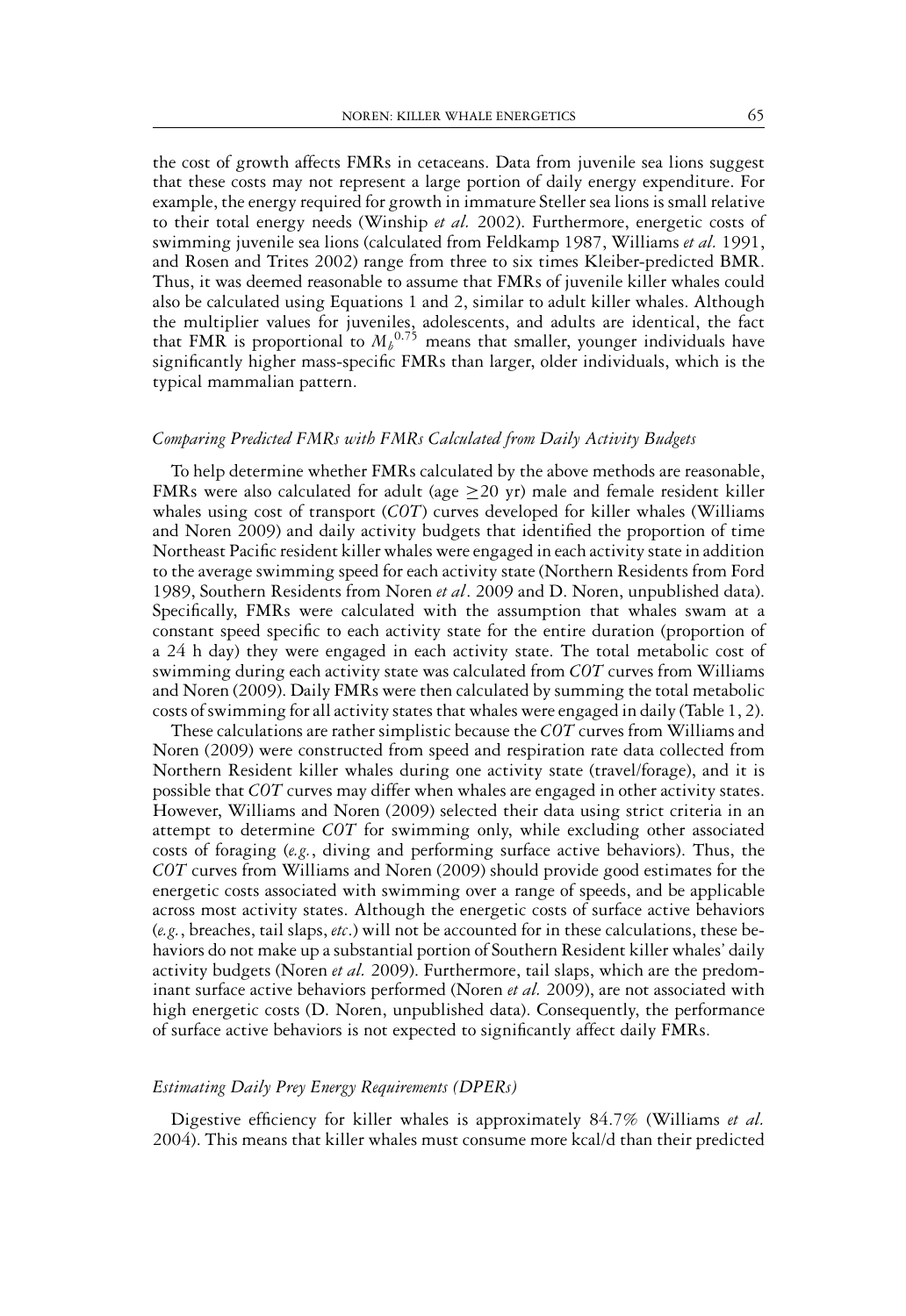the cost of growth affects FMRs in cetaceans. Data from juvenile sea lions suggest that these costs may not represent a large portion of daily energy expenditure. For example, the energy required for growth in immature Steller sea lions is small relative to their total energy needs (Winship *et al.* 2002). Furthermore, energetic costs of swimming juvenile sea lions (calculated from Feldkamp 1987, Williams *et al.* 1991, and Rosen and Trites 2002) range from three to six times Kleiber-predicted BMR. Thus, it was deemed reasonable to assume that FMRs of juvenile killer whales could also be calculated using Equations 1 and 2, similar to adult killer whales. Although the multiplier values for juveniles, adolescents, and adults are identical, the fact that FMR is proportional to $M_b^{0.75}$ means that smaller, younger individuals have significantly higher mass-specific FMRs than larger, older individuals, which is the typical mammalian pattern.

### *Comparing Predicted FMRs with FMRs Calculated from Daily Activity Budgets*

To help determine whether FMRs calculated by the above methods are reasonable, FMRs were also calculated for adult (age $\geq$20 yr) male and female resident killer whales using cost of transport (*COT*) curves developed for killer whales (Williams and Noren 2009) and daily activity budgets that identified the proportion of time Northeast Pacific resident killer whales were engaged in each activity state in addition to the average swimming speed for each activity state (Northern Residents from Ford 1989, Southern Residents from Noren *et al*. 2009 and D. Noren, unpublished data). Specifically, FMRs were calculated with the assumption that whales swam at a constant speed specific to each activity state for the entire duration (proportion of a 24 h day) they were engaged in each activity state. The total metabolic cost of swimming during each activity state was calculated from *COT* curves from Williams and Noren (2009). Daily FMRs were then calculated by summing the total metabolic costs of swimming for all activity states that whales were engaged in daily (Table 1, 2).

These calculations are rather simplistic because the *COT* curves from Williams and Noren (2009) were constructed from speed and respiration rate data collected from Northern Resident killer whales during one activity state (travel/forage), and it is possible that *COT* curves may differ when whales are engaged in other activity states. However, Williams and Noren (2009) selected their data using strict criteria in an attempt to determine *COT* for swimming only, while excluding other associated costs of foraging (*e.g.*, diving and performing surface active behaviors). Thus, the *COT* curves from Williams and Noren (2009) should provide good estimates for the energetic costs associated with swimming over a range of speeds, and be applicable across most activity states. Although the energetic costs of surface active behaviors (*e.g.*, breaches, tail slaps, *etc*.) will not be accounted for in these calculations, these behaviors do not make up a substantial portion of Southern Resident killer whales' daily activity budgets (Noren *et al.* 2009). Furthermore, tail slaps, which are the predominant surface active behaviors performed (Noren *et al.* 2009), are not associated with high energetic costs (D. Noren, unpublished data). Consequently, the performance of surface active behaviors is not expected to significantly affect daily FMRs.

### *Estimating Daily Prey Energy Requirements (DPERs)*

Digestive efficiency for killer whales is approximately 84.7% (Williams *et al.* 2004). This means that killer whales must consume more kcal/d than their predicted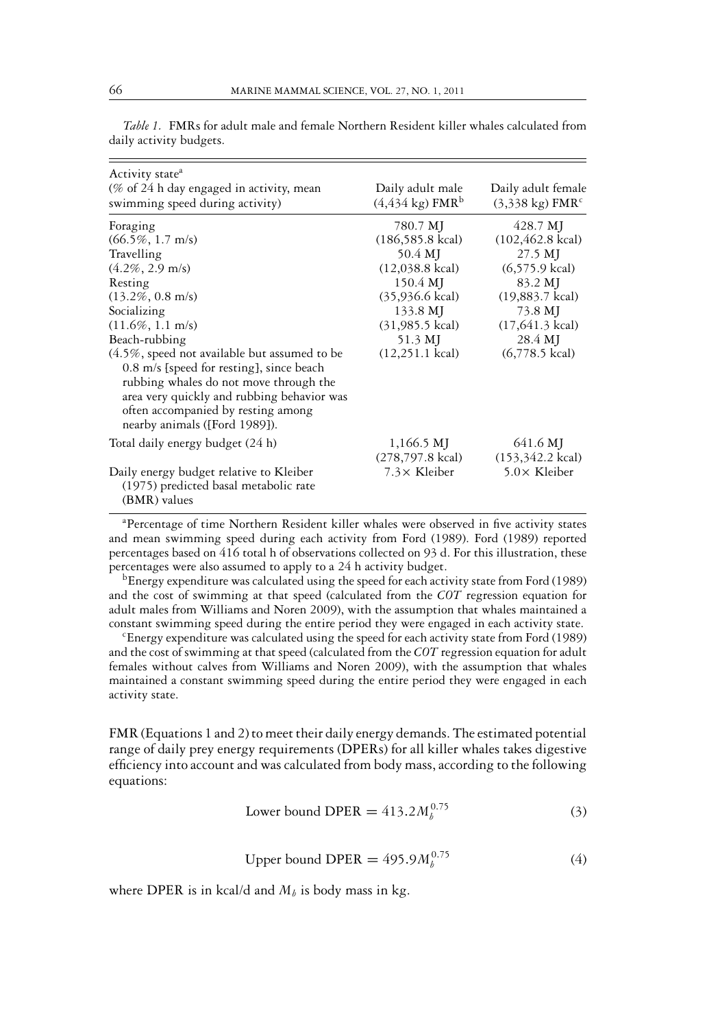*Table 1.* FMRs for adult male and female Northern Resident killer whales calculated from daily activity budgets.

| Activity state[a] (% of 24 h day engaged in activity, mean swimming speed during activity) | Daily adult male (4,434 kg) FMR[b] | Daily adult female (3,338 kg) FMR[c] |
|---|---|---|
| Foraging (66.5%, 1.7 m/s) | 780.7 MJ (186,585.8 kcal) | 428.7 MJ (102,462.8 kcal) |
| Travelling (4.2%, 2.9 m/s) | 50.4 MJ (12,038.8 kcal) | 27.5 MJ (6,575.9 kcal) |
| Resting (13.2%, 0.8 m/s) | 150.4 MJ (35,936.6 kcal) | 83.2 MJ (19,883.7 kcal) |
| Socializing (11.6%, 1.1 m/s) | 133.8 MJ (31,985.5 kcal) | 73.8 MJ (17,641.3 kcal) |
| Beach-rubbing (4.5%, speed not available but assumed to be 0.8 m/s [speed for resting], since beach rubbing whales do not move through the area very quickly and rubbing behavior was often accompanied by resting among nearby animals ([Ford 1989]). | 51.3 MJ (12,251.1 kcal) | 28.4 MJ (6,778.5 kcal) |
| Total daily energy budget (24 h) | 1,166.5 MJ (278,797.8 kcal) | 641.6 MJ (153,342.2 kcal) |
| Daily energy budget relative to Kleiber (1975) predicted basal metabolic rate (BMR) values | 7.3× Kleiber | 5.0× Kleiber |

[a]Percentage of time Northern Resident killer whales were observed in five activity states and mean swimming speed during each activity from Ford (1989). Ford (1989) reported percentages based on 416 total h of observations collected on 93 d. For this illustration, these percentages were also assumed to apply to a 24 h activity budget.

[b]Energy expenditure was calculated using the speed for each activity state from Ford (1989) and the cost of swimming at that speed (calculated from the *COT* regression equation for adult males from Williams and Noren 2009), with the assumption that whales maintained a constant swimming speed during the entire period they were engaged in each activity state.

[c]Energy expenditure was calculated using the speed for each activity state from Ford (1989) and the cost of swimming at that speed (calculated from the *COT* regression equation for adult females without calves from Williams and Noren 2009), with the assumption that whales maintained a constant swimming speed during the entire period they were engaged in each activity state.

FMR (Equations 1 and 2) to meet their daily energy demands. The estimated potential range of daily prey energy requirements (DPERs) for all killer whales takes digestive efficiency into account and was calculated from body mass, according to the following equations:

$$\text{Lower bound DPER} = 413.2 M_b^{0.75} \tag{3}$$

$$\text{Upper bound DPER} = 495.9 M_b^{0.75} \tag{4}$$

where DPER is in kcal/d and $M_b$ is body mass in kg.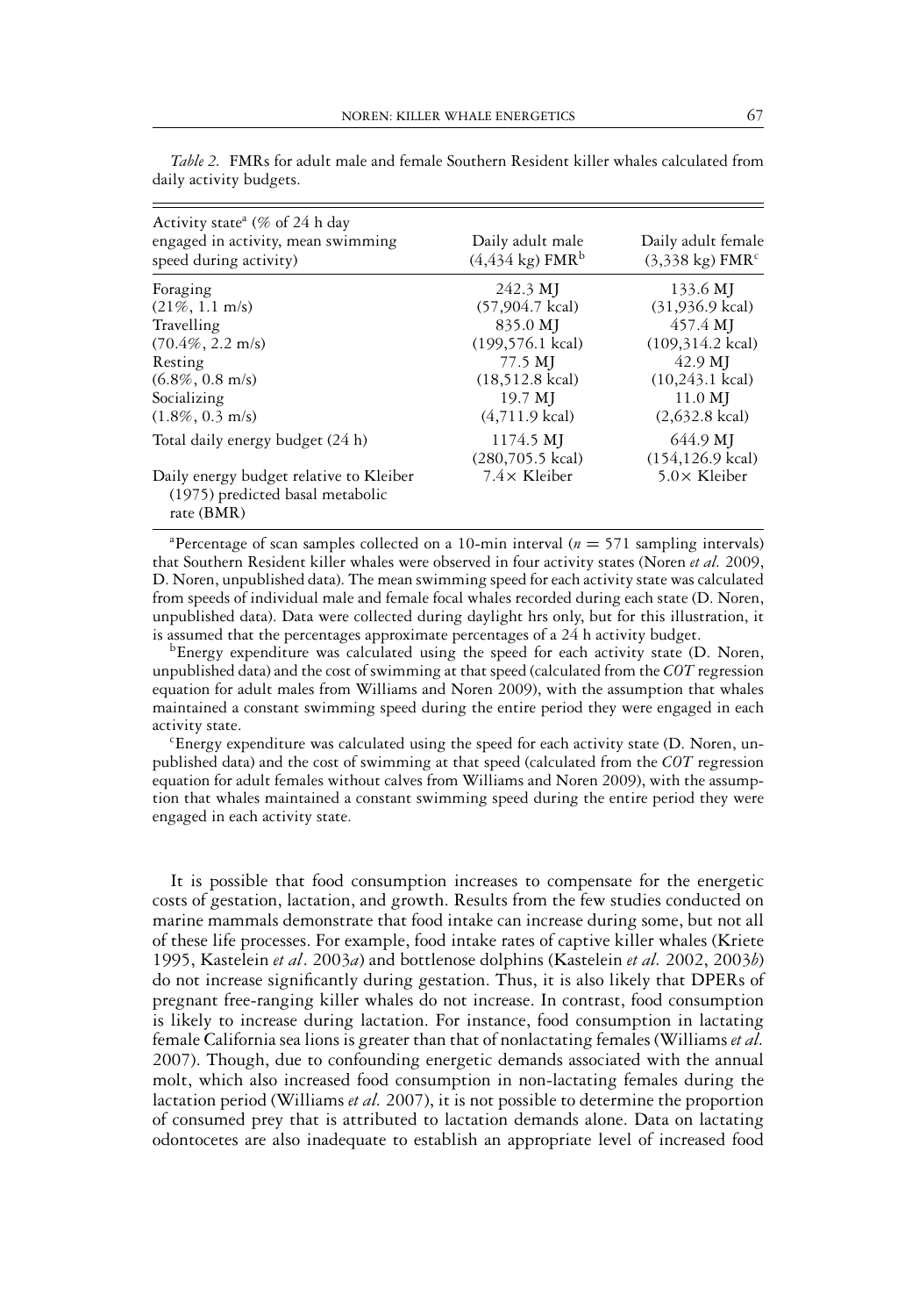*Table 2.* FMRs for adult male and female Southern Resident killer whales calculated from daily activity budgets.

| Activity state[a] (% of 24 h day engaged in activity, mean swimming speed during activity) | Daily adult male (4,434 kg) FMR[b] | Daily adult female (3,338 kg) FMR[c] |
|---|---|---|
| Foraging (21%, 1.1 m/s) | 242.3 MJ (57,904.7 kcal) | 133.6 MJ (31,936.9 kcal) |
| Travelling (70.4%, 2.2 m/s) | 835.0 MJ (199,576.1 kcal) | 457.4 MJ (109,314.2 kcal) |
| Resting (6.8%, 0.8 m/s) | 77.5 MJ (18,512.8 kcal) | 42.9 MJ (10,243.1 kcal) |
| Socializing (1.8%, 0.3 m/s) | 19.7 MJ (4,711.9 kcal) | 11.0 MJ (2,632.8 kcal) |
| Total daily energy budget (24 h) | 1174.5 MJ (280,705.5 kcal) | 644.9 MJ (154,126.9 kcal) |
| Daily energy budget relative to Kleiber (1975) predicted basal metabolic rate (BMR) | 7.4× Kleiber | 5.0× Kleiber |

[a]Percentage of scan samples collected on a 10-min interval ($n = 571$ sampling intervals) that Southern Resident killer whales were observed in four activity states (Noren *et al.* 2009, D. Noren, unpublished data). The mean swimming speed for each activity state was calculated from speeds of individual male and female focal whales recorded during each state (D. Noren, unpublished data). Data were collected during daylight hrs only, but for this illustration, it is assumed that the percentages approximate percentages of a 24 h activity budget.

[b]Energy expenditure was calculated using the speed for each activity state (D. Noren, unpublished data) and the cost of swimming at that speed (calculated from the *COT* regression equation for adult males from Williams and Noren 2009), with the assumption that whales maintained a constant swimming speed during the entire period they were engaged in each activity state.

[c]Energy expenditure was calculated using the speed for each activity state (D. Noren, unpublished data) and the cost of swimming at that speed (calculated from the *COT* regression equation for adult females without calves from Williams and Noren 2009), with the assumption that whales maintained a constant swimming speed during the entire period they were engaged in each activity state.

It is possible that food consumption increases to compensate for the energetic costs of gestation, lactation, and growth. Results from the few studies conducted on marine mammals demonstrate that food intake can increase during some, but not all of these life processes. For example, food intake rates of captive killer whales (Kriete 1995, Kastelein *et al*. 2003*a*) and bottlenose dolphins (Kastelein *et al.* 2002, 2003*b*) do not increase significantly during gestation. Thus, it is also likely that DPERs of pregnant free-ranging killer whales do not increase. In contrast, food consumption is likely to increase during lactation. For instance, food consumption in lactating female California sea lions is greater than that of nonlactating females (Williams *et al.* 2007). Though, due to confounding energetic demands associated with the annual molt, which also increased food consumption in non-lactating females during the lactation period (Williams *et al.* 2007), it is not possible to determine the proportion of consumed prey that is attributed to lactation demands alone. Data on lactating odontocetes are also inadequate to establish an appropriate level of increased food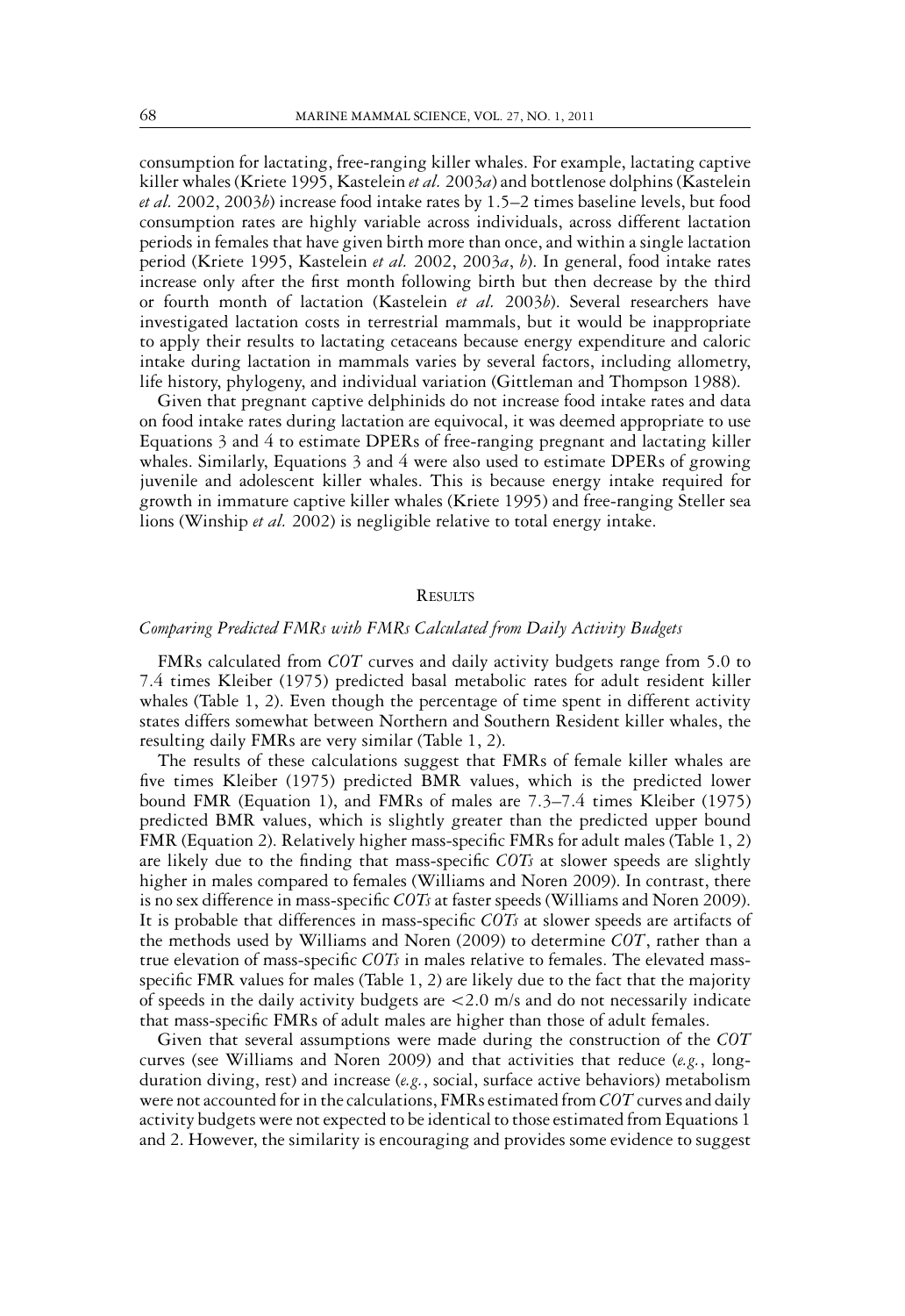consumption for lactating, free-ranging killer whales. For example, lactating captive killer whales (Kriete 1995, Kastelein *et al.* 2003*a*) and bottlenose dolphins (Kastelein *et al.* 2002, 2003*b*) increase food intake rates by 1.5–2 times baseline levels, but food consumption rates are highly variable across individuals, across different lactation periods in females that have given birth more than once, and within a single lactation period (Kriete 1995, Kastelein *et al.* 2002, 2003*a*, *b*). In general, food intake rates increase only after the first month following birth but then decrease by the third or fourth month of lactation (Kastelein *et al.* 2003*b*). Several researchers have investigated lactation costs in terrestrial mammals, but it would be inappropriate to apply their results to lactating cetaceans because energy expenditure and caloric intake during lactation in mammals varies by several factors, including allometry, life history, phylogeny, and individual variation (Gittleman and Thompson 1988).

Given that pregnant captive delphinids do not increase food intake rates and data on food intake rates during lactation are equivocal, it was deemed appropriate to use Equations 3 and 4 to estimate DPERs of free-ranging pregnant and lactating killer whales. Similarly, Equations 3 and 4 were also used to estimate DPERs of growing juvenile and adolescent killer whales. This is because energy intake required for growth in immature captive killer whales (Kriete 1995) and free-ranging Steller sea lions (Winship *et al.* 2002) is negligible relative to total energy intake.

## Results

### *Comparing Predicted FMRs with FMRs Calculated from Daily Activity Budgets*

FMRs calculated from *COT* curves and daily activity budgets range from 5.0 to 7.4 times Kleiber (1975) predicted basal metabolic rates for adult resident killer whales (Table 1, 2). Even though the percentage of time spent in different activity states differs somewhat between Northern and Southern Resident killer whales, the resulting daily FMRs are very similar (Table 1, 2).

The results of these calculations suggest that FMRs of female killer whales are five times Kleiber (1975) predicted BMR values, which is the predicted lower bound FMR (Equation 1), and FMRs of males are 7.3–7.4 times Kleiber (1975) predicted BMR values, which is slightly greater than the predicted upper bound FMR (Equation 2). Relatively higher mass-specific FMRs for adult males (Table 1, 2) are likely due to the finding that mass-specific *COTs* at slower speeds are slightly higher in males compared to females (Williams and Noren 2009). In contrast, there is no sex difference in mass-specific *COTs* at faster speeds (Williams and Noren 2009). It is probable that differences in mass-specific *COTs* at slower speeds are artifacts of the methods used by Williams and Noren (2009) to determine *COT*, rather than a true elevation of mass-specific *COTs* in males relative to females. The elevated mass-specific FMR values for males (Table 1, 2) are likely due to the fact that the majority of speeds in the daily activity budgets are $<2.0$ m/s and do not necessarily indicate that mass-specific FMRs of adult males are higher than those of adult females.

Given that several assumptions were made during the construction of the *COT* curves (see Williams and Noren 2009) and that activities that reduce (*e.g.*, long-duration diving, rest) and increase (*e.g.*, social, surface active behaviors) metabolism were not accounted for in the calculations, FMRs estimated from *COT* curves and daily activity budgets were not expected to be identical to those estimated from Equations 1 and 2. However, the similarity is encouraging and provides some evidence to suggest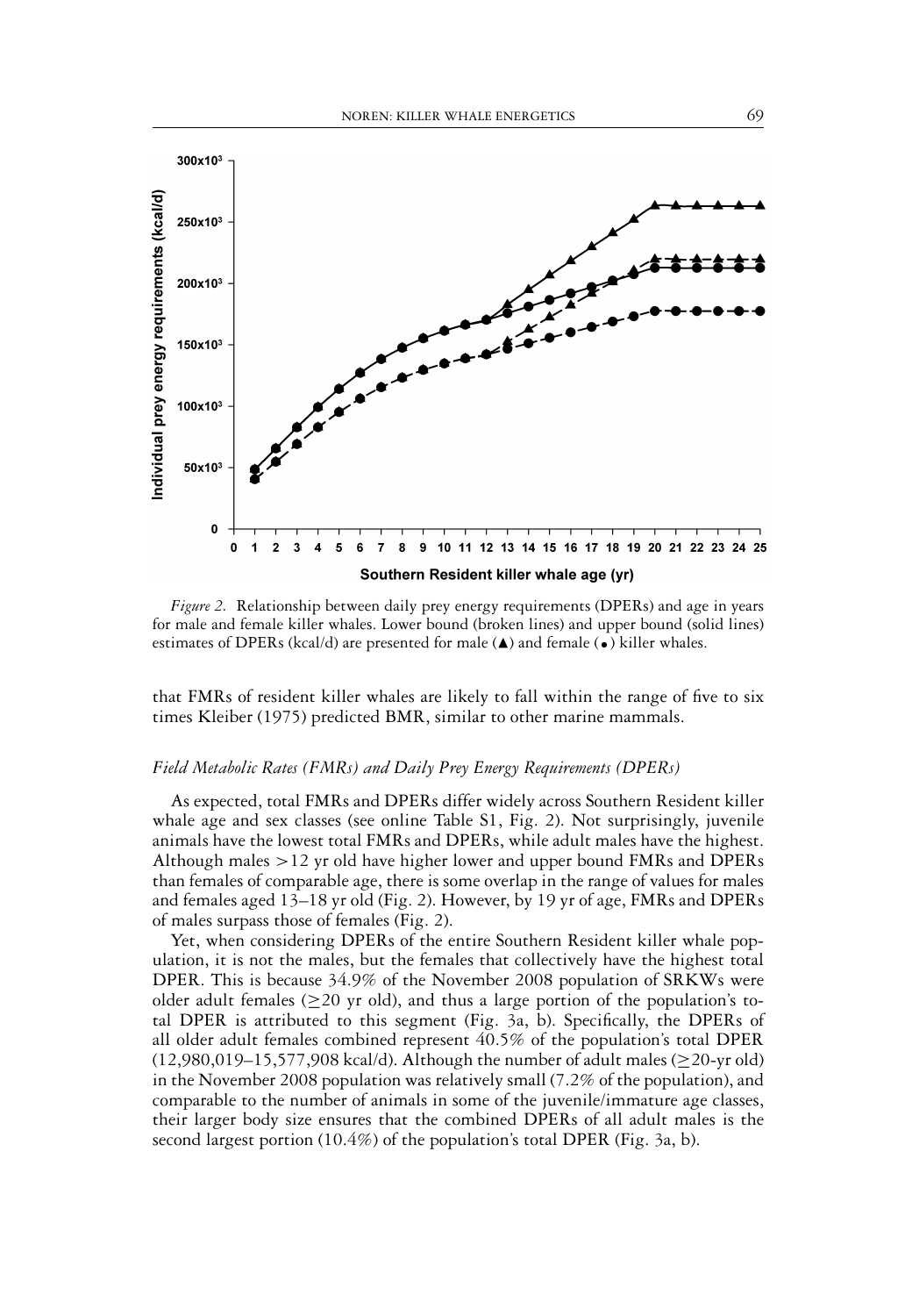*Figure 2.* Relationship between daily prey energy requirements (DPERs) and age in years for male and female killer whales. Lower bound (broken lines) and upper bound (solid lines) estimates of DPERs (kcal/d) are presented for male (▲) and female (•) killer whales.

that FMRs of resident killer whales are likely to fall within the range of five to six times Kleiber (1975) predicted BMR, similar to other marine mammals.

### *Field Metabolic Rates (FMRs) and Daily Prey Energy Requirements (DPERs)*

As expected, total FMRs and DPERs differ widely across Southern Resident killer whale age and sex classes (see online Table S1, Fig. 2). Not surprisingly, juvenile animals have the lowest total FMRs and DPERs, while adult males have the highest. Although males >12 yr old have higher lower and upper bound FMRs and DPERs than females of comparable age, there is some overlap in the range of values for males and females aged 13–18 yr old (Fig. 2). However, by 19 yr of age, FMRs and DPERs of males surpass those of females (Fig. 2).

Yet, when considering DPERs of the entire Southern Resident killer whale population, it is not the males, but the females that collectively have the highest total DPER. This is because 34.9% of the November 2008 population of SRKWs were older adult females (≥20 yr old), and thus a large portion of the population's total DPER is attributed to this segment (Fig. 3a, b). Specifically, the DPERs of all older adult females combined represent 40.5% of the population's total DPER (12,980,019–15,577,908 kcal/d). Although the number of adult males (≥20-yr old) in the November 2008 population was relatively small (7.2% of the population), and comparable to the number of animals in some of the juvenile/immature age classes, their larger body size ensures that the combined DPERs of all adult males is the second largest portion (10.4%) of the population's total DPER (Fig. 3a, b).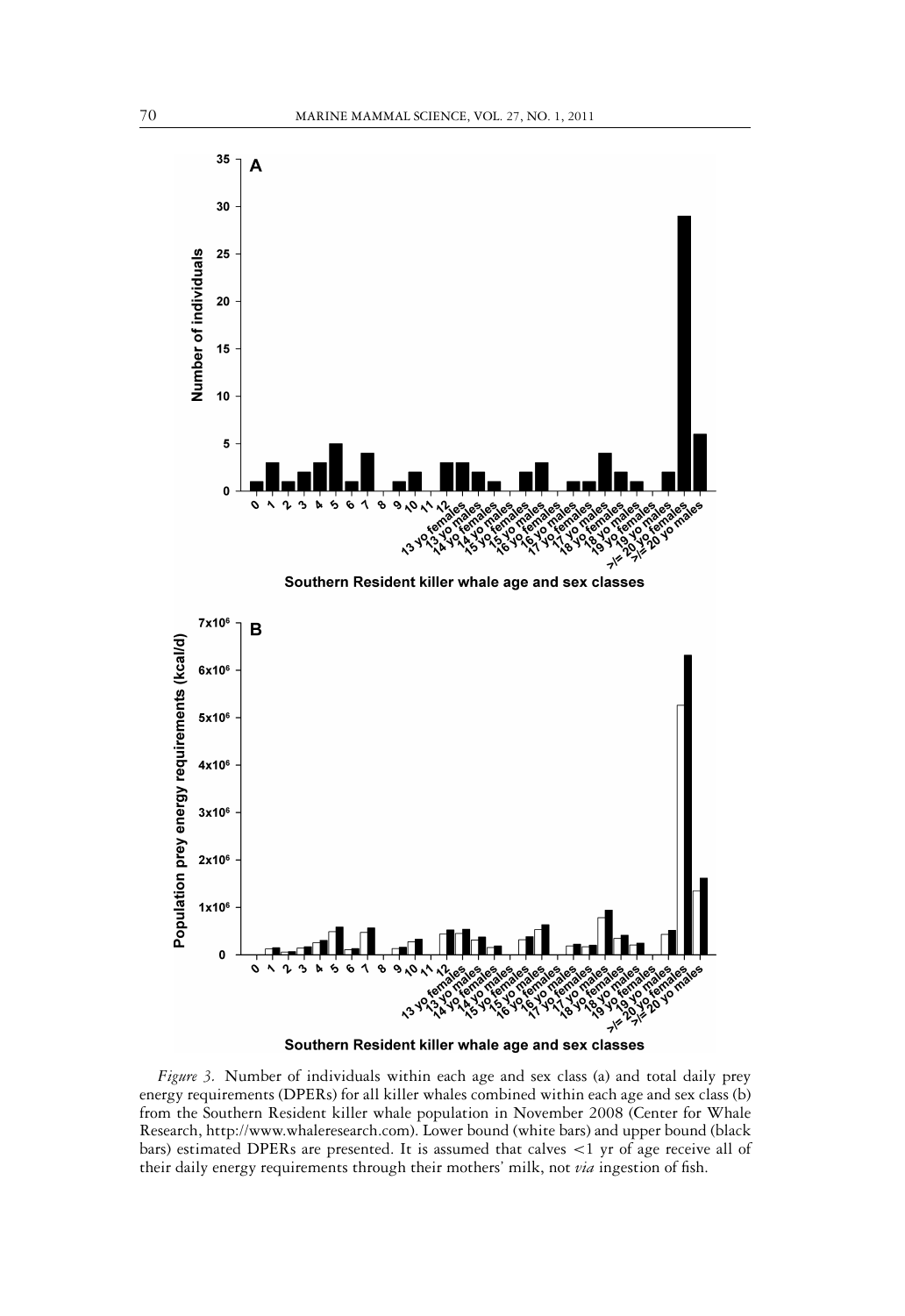*Figure 3.* Number of individuals within each age and sex class (a) and total daily prey energy requirements (DPERs) for all killer whales combined within each age and sex class (b) from the Southern Resident killer whale population in November 2008 (Center for Whale Research, http://www.whaleresearch.com). Lower bound (white bars) and upper bound (black bars) estimated DPERs are presented. It is assumed that calves <1 yr of age receive all of their daily energy requirements through their mothers' milk, not *via* ingestion of fish.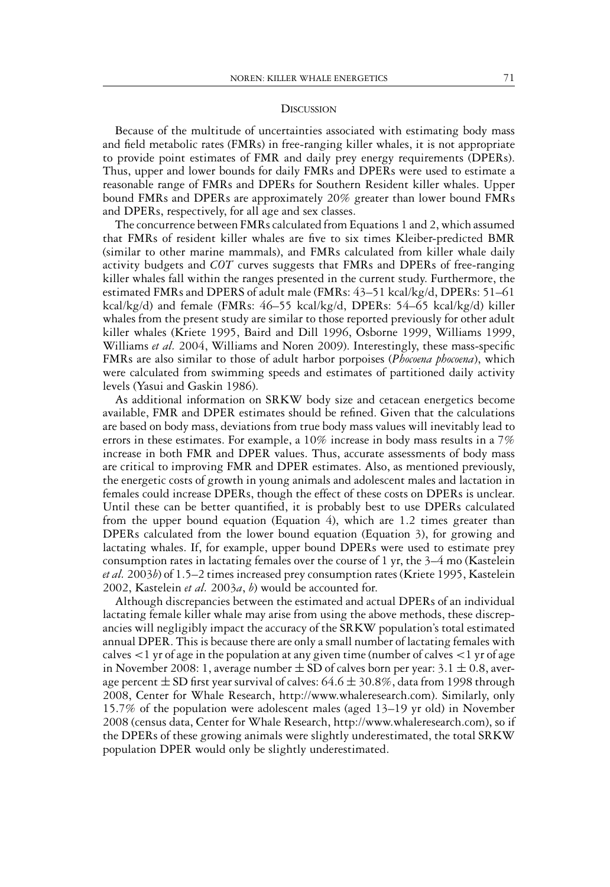## Discussion

Because of the multitude of uncertainties associated with estimating body mass and field metabolic rates (FMRs) in free-ranging killer whales, it is not appropriate to provide point estimates of FMR and daily prey energy requirements (DPERs). Thus, upper and lower bounds for daily FMRs and DPERs were used to estimate a reasonable range of FMRs and DPERs for Southern Resident killer whales. Upper bound FMRs and DPERs are approximately 20% greater than lower bound FMRs and DPERs, respectively, for all age and sex classes.

The concurrence between FMRs calculated from Equations 1 and 2, which assumed that FMRs of resident killer whales are five to six times Kleiber-predicted BMR (similar to other marine mammals), and FMRs calculated from killer whale daily activity budgets and *COT* curves suggests that FMRs and DPERs of free-ranging killer whales fall within the ranges presented in the current study. Furthermore, the estimated FMRs and DPERS of adult male (FMRs: 43–51 kcal/kg/d, DPERs: 51–61 kcal/kg/d) and female (FMRs: 46–55 kcal/kg/d, DPERs: 54–65 kcal/kg/d) killer whales from the present study are similar to those reported previously for other adult killer whales (Kriete 1995, Baird and Dill 1996, Osborne 1999, Williams 1999, Williams *et al.* 2004, Williams and Noren 2009). Interestingly, these mass-specific FMRs are also similar to those of adult harbor porpoises (*Phocoena phocoena*), which were calculated from swimming speeds and estimates of partitioned daily activity levels (Yasui and Gaskin 1986).

As additional information on SRKW body size and cetacean energetics become available, FMR and DPER estimates should be refined. Given that the calculations are based on body mass, deviations from true body mass values will inevitably lead to errors in these estimates. For example, a 10% increase in body mass results in a 7% increase in both FMR and DPER values. Thus, accurate assessments of body mass are critical to improving FMR and DPER estimates. Also, as mentioned previously, the energetic costs of growth in young animals and adolescent males and lactation in females could increase DPERs, though the effect of these costs on DPERs is unclear. Until these can be better quantified, it is probably best to use DPERs calculated from the upper bound equation (Equation 4), which are 1.2 times greater than DPERs calculated from the lower bound equation (Equation 3), for growing and lactating whales. If, for example, upper bound DPERs were used to estimate prey consumption rates in lactating females over the course of 1 yr, the 3–4 mo (Kastelein *et al.* 2003*b*) of 1.5–2 times increased prey consumption rates (Kriete 1995, Kastelein 2002, Kastelein *et al.* 2003*a*, *b*) would be accounted for.

Although discrepancies between the estimated and actual DPERs of an individual lactating female killer whale may arise from using the above methods, these discrepancies will negligibly impact the accuracy of the SRKW population's total estimated annual DPER. This is because there are only a small number of lactating females with calves <1 yr of age in the population at any given time (number of calves <1 yr of age in November 2008: 1, average number ± SD of calves born per year: 3.1 ± 0.8, average percent ± SD first year survival of calves: 64.6 ± 30.8%, data from 1998 through 2008, Center for Whale Research, http://www.whaleresearch.com). Similarly, only 15.7% of the population were adolescent males (aged 13–19 yr old) in November 2008 (census data, Center for Whale Research, http://www.whaleresearch.com), so if the DPERs of these growing animals were slightly underestimated, the total SRKW population DPER would only be slightly underestimated.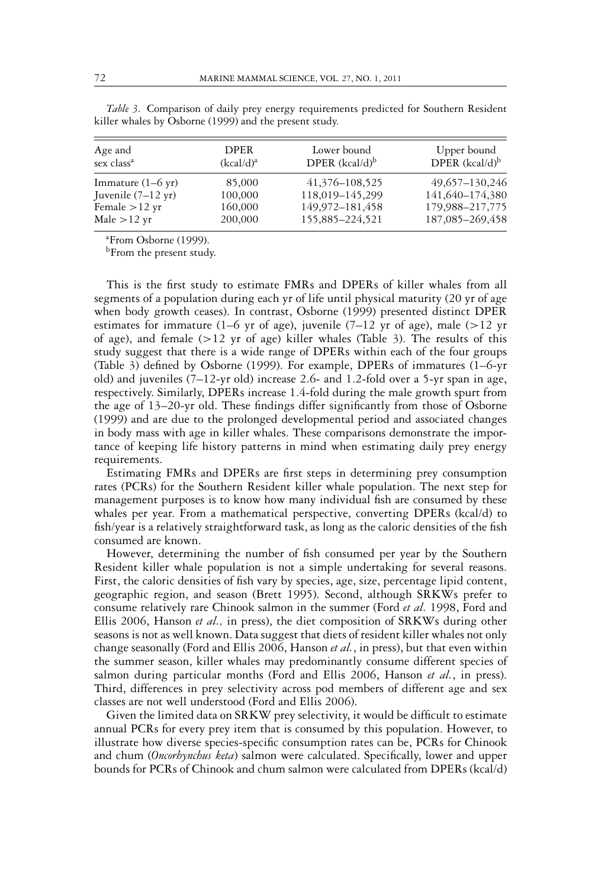*Table 3.* Comparison of daily prey energy requirements predicted for Southern Resident killer whales by Osborne (1999) and the present study.

| Age and sex class[a] | DPER (kcal/d)[a] | Lower bound DPER (kcal/d)[b] | Upper bound DPER (kcal/d)[b] |
|---|---|---|---|
| Immature (1–6 yr) | 85,000 | 41,376–108,525 | 49,657–130,246 |
| Juvenile (7–12 yr) | 100,000 | 118,019–145,299 | 141,640–174,380 |
| Female >12 yr | 160,000 | 149,972–181,458 | 179,988–217,775 |
| Male >12 yr | 200,000 | 155,885–224,521 | 187,085–269,458 |

[a]From Osborne (1999).
[b]From the present study.

This is the first study to estimate FMRs and DPERs of killer whales from all segments of a population during each yr of life until physical maturity (20 yr of age when body growth ceases). In contrast, Osborne (1999) presented distinct DPER estimates for immature (1–6 yr of age), juvenile (7–12 yr of age), male (>12 yr of age), and female (>12 yr of age) killer whales (Table 3). The results of this study suggest that there is a wide range of DPERs within each of the four groups (Table 3) defined by Osborne (1999). For example, DPERs of immatures (1–6-yr old) and juveniles (7–12-yr old) increase 2.6- and 1.2-fold over a 5-yr span in age, respectively. Similarly, DPERs increase 1.4-fold during the male growth spurt from the age of 13–20-yr old. These findings differ significantly from those of Osborne (1999) and are due to the prolonged developmental period and associated changes in body mass with age in killer whales. These comparisons demonstrate the importance of keeping life history patterns in mind when estimating daily prey energy requirements.

Estimating FMRs and DPERs are first steps in determining prey consumption rates (PCRs) for the Southern Resident killer whale population. The next step for management purposes is to know how many individual fish are consumed by these whales per year. From a mathematical perspective, converting DPERs (kcal/d) to fish/year is a relatively straightforward task, as long as the caloric densities of the fish consumed are known.

However, determining the number of fish consumed per year by the Southern Resident killer whale population is not a simple undertaking for several reasons. First, the caloric densities of fish vary by species, age, size, percentage lipid content, geographic region, and season (Brett 1995). Second, although SRKWs prefer to consume relatively rare Chinook salmon in the summer (Ford *et al.* 1998, Ford and Ellis 2006, Hanson *et al.,* in press), the diet composition of SRKWs during other seasons is not as well known. Data suggest that diets of resident killer whales not only change seasonally (Ford and Ellis 2006, Hanson *et al.*, in press), but that even within the summer season, killer whales may predominantly consume different species of salmon during particular months (Ford and Ellis 2006, Hanson *et al.*, in press). Third, differences in prey selectivity across pod members of different age and sex classes are not well understood (Ford and Ellis 2006).

Given the limited data on SRKW prey selectivity, it would be difficult to estimate annual PCRs for every prey item that is consumed by this population. However, to illustrate how diverse species-specific consumption rates can be, PCRs for Chinook and chum (*Oncorhynchus keta*) salmon were calculated. Specifically, lower and upper bounds for PCRs of Chinook and chum salmon were calculated from DPERs (kcal/d)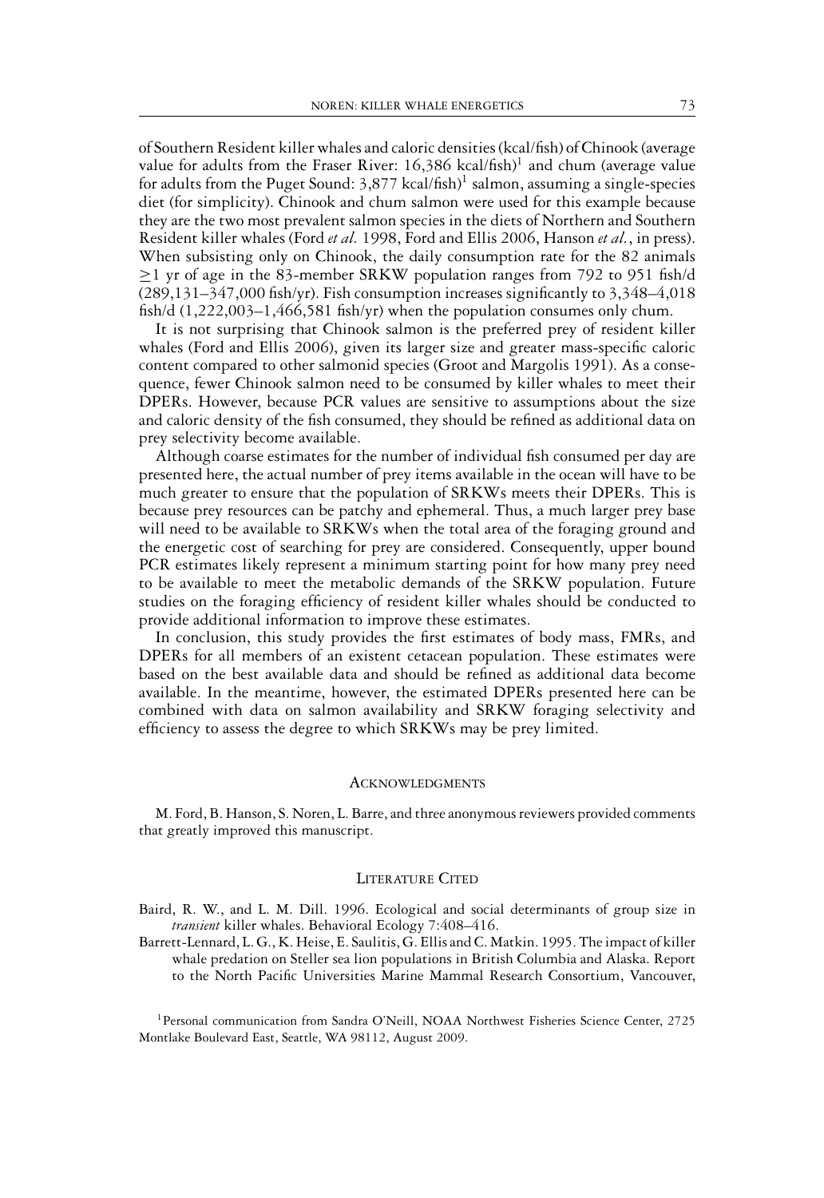of Southern Resident killer whales and caloric densities (kcal/fish) of Chinook (average value for adults from the Fraser River: 16,386 kcal/fish)[1] and chum (average value for adults from the Puget Sound: 3,877 kcal/fish)[1] salmon, assuming a single-species diet (for simplicity). Chinook and chum salmon were used for this example because they are the two most prevalent salmon species in the diets of Northern and Southern Resident killer whales (Ford *et al.* 1998, Ford and Ellis 2006, Hanson *et al.*, in press). When subsisting only on Chinook, the daily consumption rate for the 82 animals $\geq$1 yr of age in the 83-member SRKW population ranges from 792 to 951 fish/d (289,131–347,000 fish/yr). Fish consumption increases significantly to 3,348–4,018 fish/d (1,222,003–1,466,581 fish/yr) when the population consumes only chum.

It is not surprising that Chinook salmon is the preferred prey of resident killer whales (Ford and Ellis 2006), given its larger size and greater mass-specific caloric content compared to other salmonid species (Groot and Margolis 1991). As a consequence, fewer Chinook salmon need to be consumed by killer whales to meet their DPERs. However, because PCR values are sensitive to assumptions about the size and caloric density of the fish consumed, they should be refined as additional data on prey selectivity become available.

Although coarse estimates for the number of individual fish consumed per day are presented here, the actual number of prey items available in the ocean will have to be much greater to ensure that the population of SRKWs meets their DPERs. This is because prey resources can be patchy and ephemeral. Thus, a much larger prey base will need to be available to SRKWs when the total area of the foraging ground and the energetic cost of searching for prey are considered. Consequently, upper bound PCR estimates likely represent a minimum starting point for how many prey need to be available to meet the metabolic demands of the SRKW population. Future studies on the foraging efficiency of resident killer whales should be conducted to provide additional information to improve these estimates.

In conclusion, this study provides the first estimates of body mass, FMRs, and DPERs for all members of an existent cetacean population. These estimates were based on the best available data and should be refined as additional data become available. In the meantime, however, the estimated DPERs presented here can be combined with data on salmon availability and SRKW foraging selectivity and efficiency to assess the degree to which SRKWs may be prey limited.

## Acknowledgments

M. Ford, B. Hanson, S. Noren, L. Barre, and three anonymous reviewers provided comments that greatly improved this manuscript.

## Literature Cited

Baird, R. W., and L. M. Dill. 1996. Ecological and social determinants of group size in *transient* killer whales. Behavioral Ecology 7:408–416.

Barrett-Lennard, L. G., K. Heise, E. Saulitis, G. Ellis and C. Matkin. 1995. The impact of killer whale predation on Steller sea lion populations in British Columbia and Alaska. Report to the North Pacific Universities Marine Mammal Research Consortium, Vancouver,

[1]Personal communication from Sandra O'Neill, NOAA Northwest Fisheries Science Center, 2725 Montlake Boulevard East, Seattle, WA 98112, August 2009.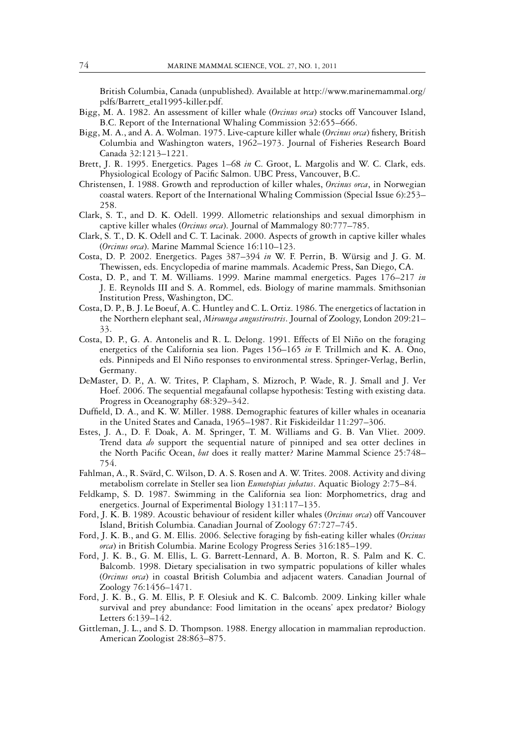British Columbia, Canada (unpublished). Available at http://www.marinemammal.org/pdfs/Barrett_etal1995-killer.pdf.

Bigg, M. A. 1982. An assessment of killer whale (*Orcinus orca*) stocks off Vancouver Island, B.C. Report of the International Whaling Commission 32:655–666.

Bigg, M. A., and A. A. Wolman. 1975. Live-capture killer whale (*Orcinus orca*) fishery, British Columbia and Washington waters, 1962–1973. Journal of Fisheries Research Board Canada 32:1213–1221.

Brett, J. R. 1995. Energetics. Pages 1–68 *in* C. Groot, L. Margolis and W. C. Clark, eds. Physiological Ecology of Pacific Salmon. UBC Press, Vancouver, B.C.

Christensen, I. 1988. Growth and reproduction of killer whales, *Orcinus orca*, in Norwegian coastal waters. Report of the International Whaling Commission (Special Issue 6):253–258.

Clark, S. T., and D. K. Odell. 1999. Allometric relationships and sexual dimorphism in captive killer whales (*Orcinus orca*). Journal of Mammalogy 80:777–785.

Clark, S. T., D. K. Odell and C. T. Lacinak. 2000. Aspects of growth in captive killer whales (*Orcinus orca*). Marine Mammal Science 16:110–123.

Costa, D. P. 2002. Energetics. Pages 387–394 *in* W. F. Perrin, B. Würsig and J. G. M. Thewissen, eds. Encyclopedia of marine mammals. Academic Press, San Diego, CA.

Costa, D. P., and T. M. Williams. 1999. Marine mammal energetics. Pages 176–217 *in* J. E. Reynolds III and S. A. Rommel, eds. Biology of marine mammals. Smithsonian Institution Press, Washington, DC.

Costa, D. P., B. J. Le Boeuf, A. C. Huntley and C. L. Ortiz. 1986. The energetics of lactation in the Northern elephant seal, *Mirounga angustirostris*. Journal of Zoology, London 209:21–33.

Costa, D. P., G. A. Antonelis and R. L. Delong. 1991. Effects of El Niño on the foraging energetics of the California sea lion. Pages 156–165 *in* F. Trillmich and K. A. Ono, eds. Pinnipeds and El Niño responses to environmental stress. Springer-Verlag, Berlin, Germany.

DeMaster, D. P., A. W. Trites, P. Clapham, S. Mizroch, P. Wade, R. J. Small and J. Ver Hoef. 2006. The sequential megafaunal collapse hypothesis: Testing with existing data. Progress in Oceanography 68:329–342.

Duffield, D. A., and K. W. Miller. 1988. Demographic features of killer whales in oceanaria in the United States and Canada, 1965–1987. Rit Fiskideildar 11:297–306.

Estes, J. A., D. F. Doak, A. M. Springer, T. M. Williams and G. B. Van Vliet. 2009. Trend data *do* support the sequential nature of pinniped and sea otter declines in the North Pacific Ocean, *but* does it really matter? Marine Mammal Science 25:748–754.

Fahlman, A., R. Svärd, C. Wilson, D. A. S. Rosen and A. W. Trites. 2008. Activity and diving metabolism correlate in Steller sea lion *Eumetopias jubatus*. Aquatic Biology 2:75–84.

Feldkamp, S. D. 1987. Swimming in the California sea lion: Morphometrics, drag and energetics. Journal of Experimental Biology 131:117–135.

Ford, J. K. B. 1989. Acoustic behaviour of resident killer whales (*Orcinus orca*) off Vancouver Island, British Columbia. Canadian Journal of Zoology 67:727–745.

Ford, J. K. B., and G. M. Ellis. 2006. Selective foraging by fish-eating killer whales (*Orcinus orca*) in British Columbia. Marine Ecology Progress Series 316:185–199.

Ford, J. K. B., G. M. Ellis, L. G. Barrett-Lennard, A. B. Morton, R. S. Palm and K. C. Balcomb. 1998. Dietary specialisation in two sympatric populations of killer whales (*Orcinus orca*) in coastal British Columbia and adjacent waters. Canadian Journal of Zoology 76:1456–1471.

Ford, J. K. B., G. M. Ellis, P. F. Olesiuk and K. C. Balcomb. 2009. Linking killer whale survival and prey abundance: Food limitation in the oceans' apex predator? Biology Letters 6:139–142.

Gittleman, J. L., and S. D. Thompson. 1988. Energy allocation in mammalian reproduction. American Zoologist 28:863–875.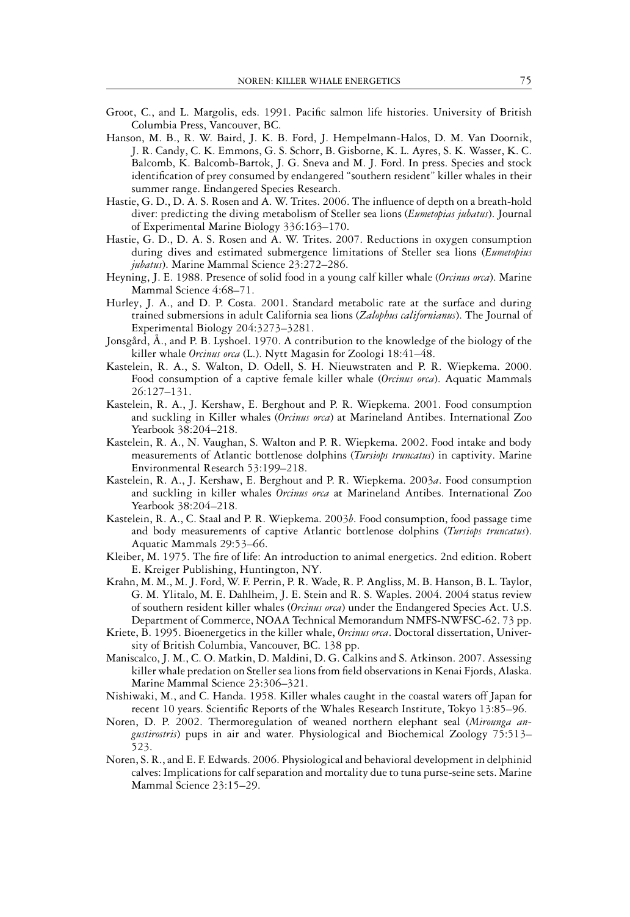Groot, C., and L. Margolis, eds. 1991. Pacific salmon life histories. University of British Columbia Press, Vancouver, BC.

Hanson, M. B., R. W. Baird, J. K. B. Ford, J. Hempelmann-Halos, D. M. Van Doornik, J. R. Candy, C. K. Emmons, G. S. Schorr, B. Gisborne, K. L. Ayres, S. K. Wasser, K. C. Balcomb, K. Balcomb-Bartok, J. G. Sneva and M. J. Ford. In press. Species and stock identification of prey consumed by endangered "southern resident" killer whales in their summer range. Endangered Species Research.

Hastie, G. D., D. A. S. Rosen and A. W. Trites. 2006. The influence of depth on a breath-hold diver: predicting the diving metabolism of Steller sea lions (*Eumetopias jubatus*). Journal of Experimental Marine Biology 336:163–170.

Hastie, G. D., D. A. S. Rosen and A. W. Trites. 2007. Reductions in oxygen consumption during dives and estimated submergence limitations of Steller sea lions (*Eumetopius jubatus*). Marine Mammal Science 23:272–286.

Heyning, J. E. 1988. Presence of solid food in a young calf killer whale (*Orcinus orca*). Marine Mammal Science 4:68–71.

Hurley, J. A., and D. P. Costa. 2001. Standard metabolic rate at the surface and during trained submersions in adult California sea lions (*Zalophus californianus*). The Journal of Experimental Biology 204:3273–3281.

Jonsgård, Å., and P. B. Lyshoel. 1970. A contribution to the knowledge of the biology of the killer whale *Orcinus orca* (L.). Nytt Magasin for Zoologi 18:41–48.

Kastelein, R. A., S. Walton, D. Odell, S. H. Nieuwstraten and P. R. Wiepkema. 2000. Food consumption of a captive female killer whale (*Orcinus orca*). Aquatic Mammals 26:127–131.

Kastelein, R. A., J. Kershaw, E. Berghout and P. R. Wiepkema. 2001. Food consumption and suckling in Killer whales (*Orcinus orca*) at Marineland Antibes. International Zoo Yearbook 38:204–218.

Kastelein, R. A., N. Vaughan, S. Walton and P. R. Wiepkema. 2002. Food intake and body measurements of Atlantic bottlenose dolphins (*Tursiops truncatus*) in captivity. Marine Environmental Research 53:199–218.

Kastelein, R. A., J. Kershaw, E. Berghout and P. R. Wiepkema. 2003*a*. Food consumption and suckling in killer whales *Orcinus orca* at Marineland Antibes. International Zoo Yearbook 38:204–218.

Kastelein, R. A., C. Staal and P. R. Wiepkema. 2003*b*. Food consumption, food passage time and body measurements of captive Atlantic bottlenose dolphins (*Tursiops truncatus*). Aquatic Mammals 29:53–66.

Kleiber, M. 1975. The fire of life: An introduction to animal energetics. 2nd edition. Robert E. Kreiger Publishing, Huntington, NY.

Krahn, M. M., M. J. Ford, W. F. Perrin, P. R. Wade, R. P. Angliss, M. B. Hanson, B. L. Taylor, G. M. Ylitalo, M. E. Dahlheim, J. E. Stein and R. S. Waples. 2004. 2004 status review of southern resident killer whales (*Orcinus orca*) under the Endangered Species Act. U.S. Department of Commerce, NOAA Technical Memorandum NMFS-NWFSC-62. 73 pp.

Kriete, B. 1995. Bioenergetics in the killer whale, *Orcinus orca*. Doctoral dissertation, University of British Columbia, Vancouver, BC. 138 pp.

Maniscalco, J. M., C. O. Matkin, D. Maldini, D. G. Calkins and S. Atkinson. 2007. Assessing killer whale predation on Steller sea lions from field observations in Kenai Fjords, Alaska. Marine Mammal Science 23:306–321.

Nishiwaki, M., and C. Handa. 1958. Killer whales caught in the coastal waters off Japan for recent 10 years. Scientific Reports of the Whales Research Institute, Tokyo 13:85–96.

Noren, D. P. 2002. Thermoregulation of weaned northern elephant seal (*Mirounga angustirostris*) pups in air and water. Physiological and Biochemical Zoology 75:513–523.

Noren, S. R., and E. F. Edwards. 2006. Physiological and behavioral development in delphinid calves: Implications for calf separation and mortality due to tuna purse-seine sets. Marine Mammal Science 23:15–29.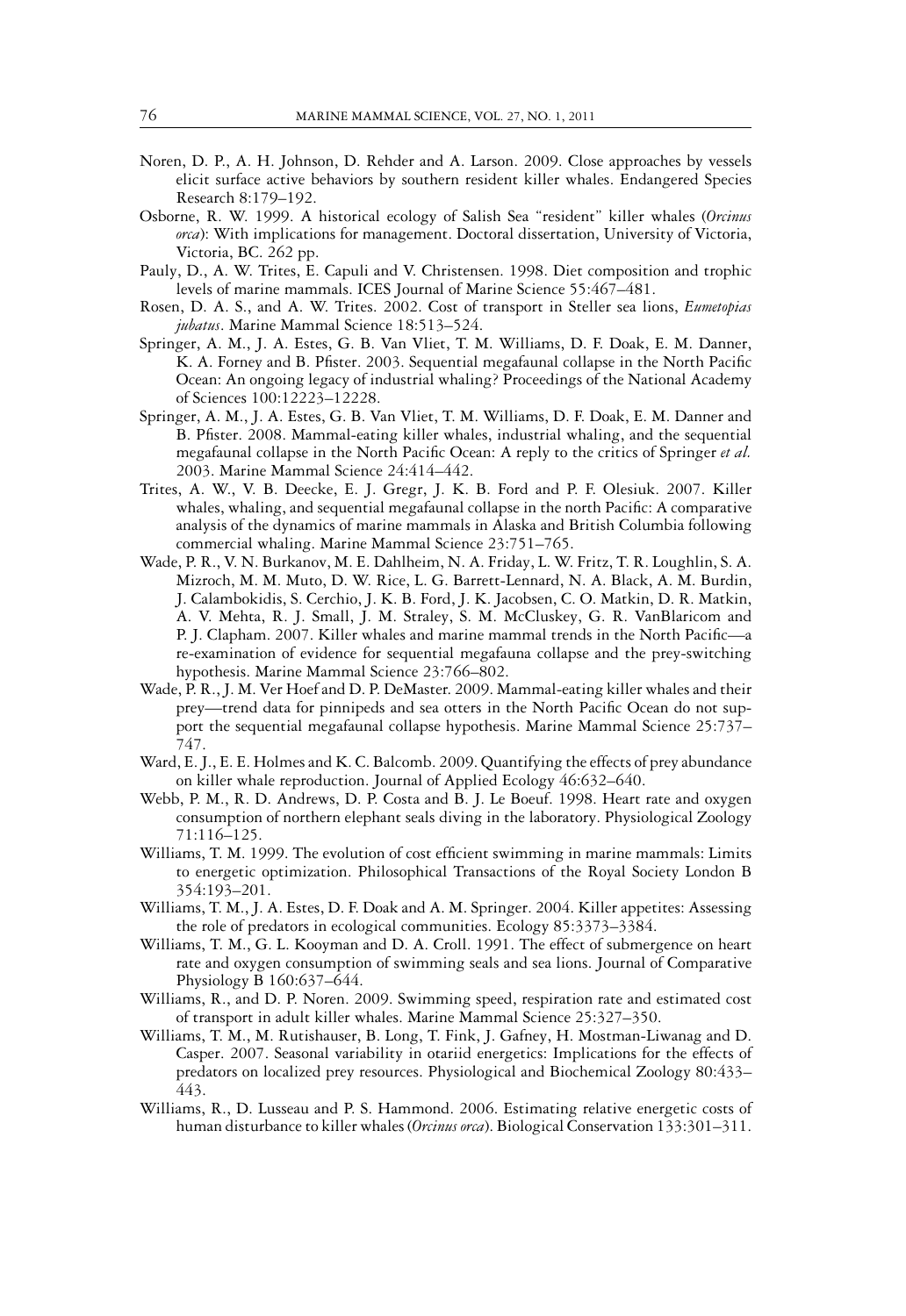Noren, D. P., A. H. Johnson, D. Rehder and A. Larson. 2009. Close approaches by vessels elicit surface active behaviors by southern resident killer whales. Endangered Species Research 8:179–192.

Osborne, R. W. 1999. A historical ecology of Salish Sea "resident" killer whales (*Orcinus orca*): With implications for management. Doctoral dissertation, University of Victoria, Victoria, BC. 262 pp.

Pauly, D., A. W. Trites, E. Capuli and V. Christensen. 1998. Diet composition and trophic levels of marine mammals. ICES Journal of Marine Science 55:467–481.

Rosen, D. A. S., and A. W. Trites. 2002. Cost of transport in Steller sea lions, *Eumetopias jubatus*. Marine Mammal Science 18:513–524.

Springer, A. M., J. A. Estes, G. B. Van Vliet, T. M. Williams, D. F. Doak, E. M. Danner, K. A. Forney and B. Pfister. 2003. Sequential megafaunal collapse in the North Pacific Ocean: An ongoing legacy of industrial whaling? Proceedings of the National Academy of Sciences 100:12223–12228.

Springer, A. M., J. A. Estes, G. B. Van Vliet, T. M. Williams, D. F. Doak, E. M. Danner and B. Pfister. 2008. Mammal-eating killer whales, industrial whaling, and the sequential megafaunal collapse in the North Pacific Ocean: A reply to the critics of Springer *et al.* 2003. Marine Mammal Science 24:414–442.

Trites, A. W., V. B. Deecke, E. J. Gregr, J. K. B. Ford and P. F. Olesiuk. 2007. Killer whales, whaling, and sequential megafaunal collapse in the north Pacific: A comparative analysis of the dynamics of marine mammals in Alaska and British Columbia following commercial whaling. Marine Mammal Science 23:751–765.

Wade, P. R., V. N. Burkanov, M. E. Dahlheim, N. A. Friday, L. W. Fritz, T. R. Loughlin, S. A. Mizroch, M. M. Muto, D. W. Rice, L. G. Barrett-Lennard, N. A. Black, A. M. Burdin, J. Calambokidis, S. Cerchio, J. K. B. Ford, J. K. Jacobsen, C. O. Matkin, D. R. Matkin, A. V. Mehta, R. J. Small, J. M. Straley, S. M. McCluskey, G. R. VanBlaricom and P. J. Clapham. 2007. Killer whales and marine mammal trends in the North Pacific—a re-examination of evidence for sequential megafauna collapse and the prey-switching hypothesis. Marine Mammal Science 23:766–802.

Wade, P. R., J. M. Ver Hoef and D. P. DeMaster. 2009. Mammal-eating killer whales and their prey—trend data for pinnipeds and sea otters in the North Pacific Ocean do not support the sequential megafaunal collapse hypothesis. Marine Mammal Science 25:737–747.

Ward, E. J., E. E. Holmes and K. C. Balcomb. 2009. Quantifying the effects of prey abundance on killer whale reproduction. Journal of Applied Ecology 46:632–640.

Webb, P. M., R. D. Andrews, D. P. Costa and B. J. Le Boeuf. 1998. Heart rate and oxygen consumption of northern elephant seals diving in the laboratory. Physiological Zoology 71:116–125.

Williams, T. M. 1999. The evolution of cost efficient swimming in marine mammals: Limits to energetic optimization. Philosophical Transactions of the Royal Society London B 354:193–201.

Williams, T. M., J. A. Estes, D. F. Doak and A. M. Springer. 2004. Killer appetites: Assessing the role of predators in ecological communities. Ecology 85:3373–3384.

Williams, T. M., G. L. Kooyman and D. A. Croll. 1991. The effect of submergence on heart rate and oxygen consumption of swimming seals and sea lions. Journal of Comparative Physiology B 160:637–644.

Williams, R., and D. P. Noren. 2009. Swimming speed, respiration rate and estimated cost of transport in adult killer whales. Marine Mammal Science 25:327–350.

Williams, T. M., M. Rutishauser, B. Long, T. Fink, J. Gafney, H. Mostman-Liwanag and D. Casper. 2007. Seasonal variability in otariid energetics: Implications for the effects of predators on localized prey resources. Physiological and Biochemical Zoology 80:433–443.

Williams, R., D. Lusseau and P. S. Hammond. 2006. Estimating relative energetic costs of human disturbance to killer whales (*Orcinus orca*). Biological Conservation 133:301–311.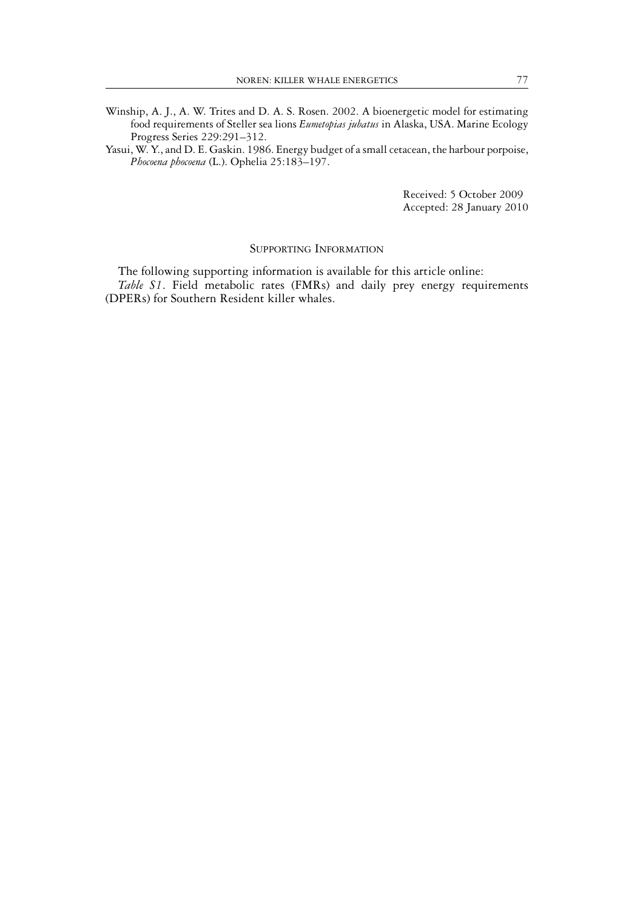Winship, A. J., A. W. Trites and D. A. S. Rosen. 2002. A bioenergetic model for estimating food requirements of Steller sea lions *Eumetopias jubatus* in Alaska, USA. Marine Ecology Progress Series 229:291–312.

Yasui, W. Y., and D. E. Gaskin. 1986. Energy budget of a small cetacean, the harbour porpoise, *Phocoena phocoena* (L.). Ophelia 25:183–197.

Received: 5 October 2009
Accepted: 28 January 2010

## Supporting Information

The following supporting information is available for this article online:

*Table S1*. Field metabolic rates (FMRs) and daily prey energy requirements (DPERs) for Southern Resident killer whales.